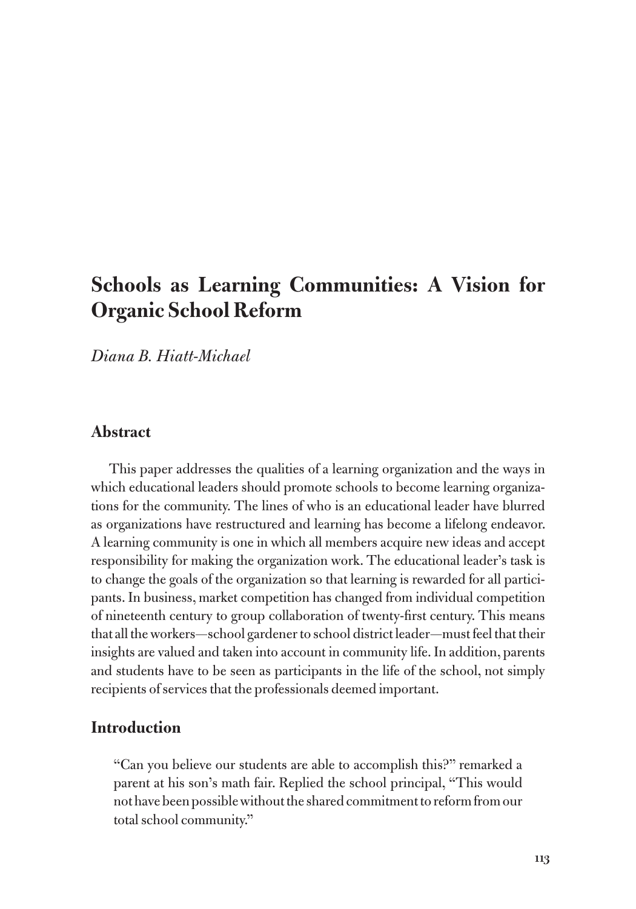# Schools as Learning Communities: A Vision for Organic School Reform

*Diana B. Hiatt-Michael*

## Abstract

This paper addresses the qualities of a learning organization and the ways in which educational leaders should promote schools to become learning organizations for the community. The lines of who is an educational leader have blurred as organizations have restructured and learning has become a lifelong endeavor. A learning community is one in which all members acquire new ideas and accept responsibility for making the organization work. The educational leader's task is to change the goals of the organization so that learning is rewarded for all participants. In business, market competition has changed from individual competition of nineteenth century to group collaboration of twenty-first century. This means that all the workers—school gardener to school district leader—must feel that their insights are valued and taken into account in community life. In addition, parents and students have to be seen as participants in the life of the school, not simply recipients of services that the professionals deemed important.

## Introduction

> "Can you believe our students are able to accomplish this?" remarked a parent at his son's math fair. Replied the school principal, "This would not have been possible without the shared commitment to reform from our total school community."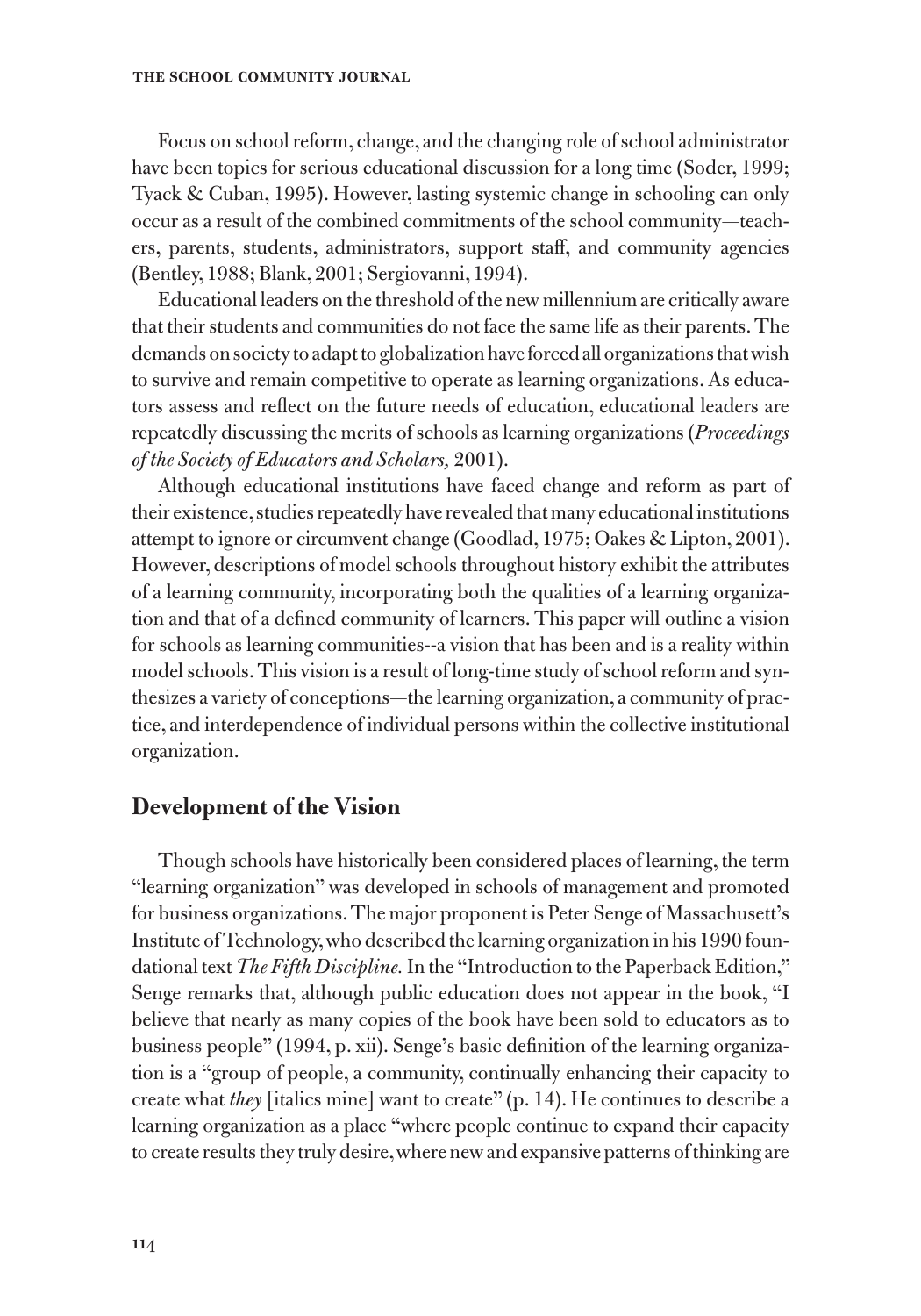Focus on school reform, change, and the changing role of school administrator have been topics for serious educational discussion for a long time (Soder, 1999; Tyack & Cuban, 1995). However, lasting systemic change in schooling can only occur as a result of the combined commitments of the school community—teachers, parents, students, administrators, support staff, and community agencies (Bentley, 1988; Blank, 2001; Sergiovanni, 1994).

Educational leaders on the threshold of the new millennium are critically aware that their students and communities do not face the same life as their parents. The demands on society to adapt to globalization have forced all organizations that wish to survive and remain competitive to operate as learning organizations. As educators assess and reflect on the future needs of education, educational leaders are repeatedly discussing the merits of schools as learning organizations (*Proceedings of the Society of Educators and Scholars,* 2001).

Although educational institutions have faced change and reform as part of their existence, studies repeatedly have revealed that many educational institutions attempt to ignore or circumvent change (Goodlad, 1975; Oakes & Lipton, 2001). However, descriptions of model schools throughout history exhibit the attributes of a learning community, incorporating both the qualities of a learning organization and that of a defined community of learners. This paper will outline a vision for schools as learning communities--a vision that has been and is a reality within model schools. This vision is a result of long-time study of school reform and synthesizes a variety of conceptions—the learning organization, a community of practice, and interdependence of individual persons within the collective institutional organization.

## Development of the Vision

Though schools have historically been considered places of learning, the term "learning organization" was developed in schools of management and promoted for business organizations. The major proponent is Peter Senge of Massachusett's Institute of Technology, who described the learning organization in his 1990 foundational text *The Fifth Discipline.* In the "Introduction to the Paperback Edition," Senge remarks that, although public education does not appear in the book, "I believe that nearly as many copies of the book have been sold to educators as to business people" (1994, p. xii). Senge's basic definition of the learning organization is a "group of people, a community, continually enhancing their capacity to create what *they* [italics mine] want to create" (p. 14). He continues to describe a learning organization as a place "where people continue to expand their capacity to create results they truly desire, where new and expansive patterns of thinking are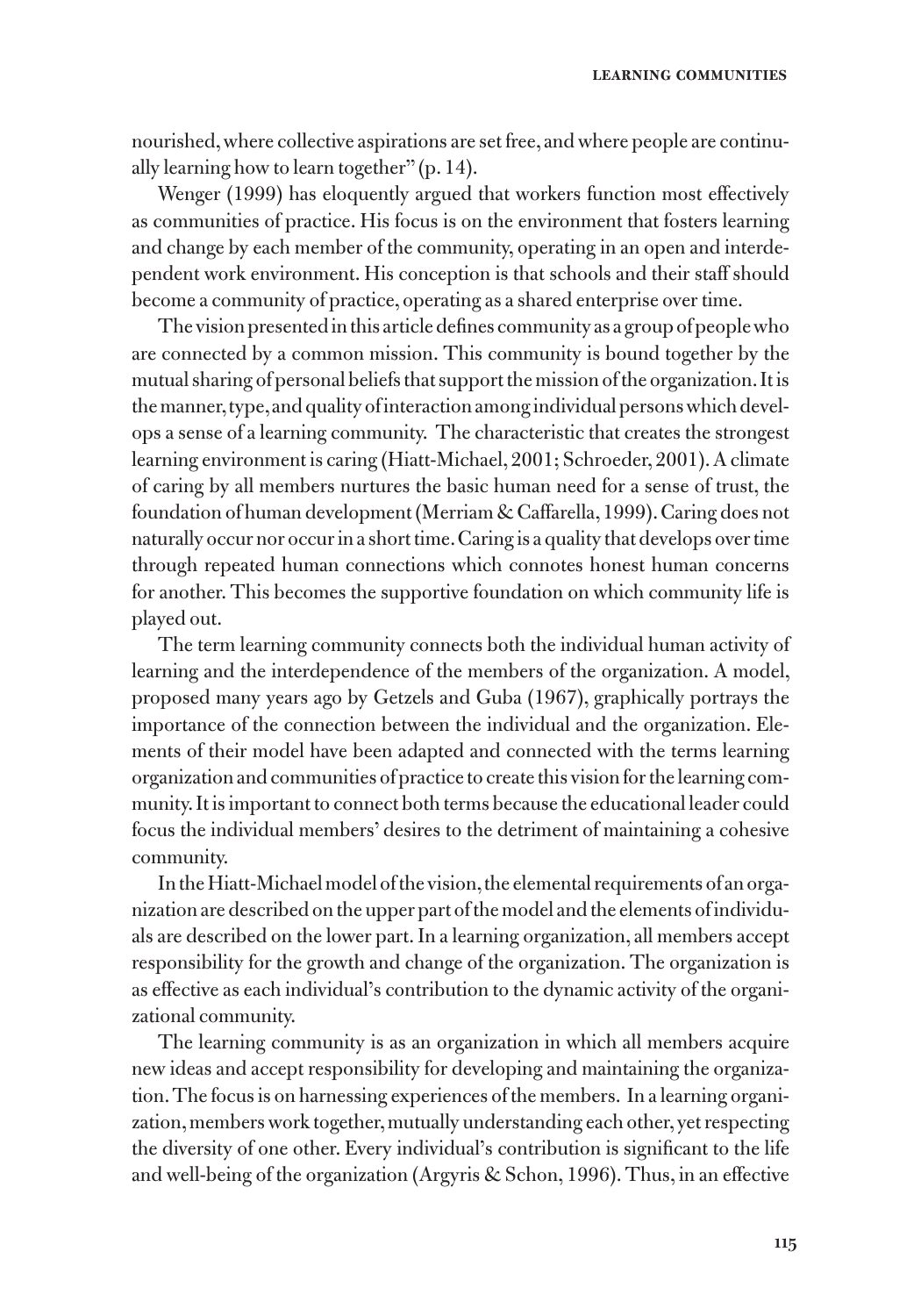nourished, where collective aspirations are set free, and where people are continually learning how to learn together" (p. 14).

Wenger (1999) has eloquently argued that workers function most effectively as communities of practice. His focus is on the environment that fosters learning and change by each member of the community, operating in an open and interdependent work environment. His conception is that schools and their staff should become a community of practice, operating as a shared enterprise over time.

The vision presented in this article defines community as a group of people who are connected by a common mission. This community is bound together by the mutual sharing of personal beliefs that support the mission of the organization. It is the manner, type, and quality of interaction among individual persons which develops a sense of a learning community. The characteristic that creates the strongest learning environment is caring (Hiatt-Michael, 2001; Schroeder, 2001). A climate of caring by all members nurtures the basic human need for a sense of trust, the foundation of human development (Merriam & Caffarella, 1999). Caring does not naturally occur nor occur in a short time. Caring is a quality that develops over time through repeated human connections which connotes honest human concerns for another. This becomes the supportive foundation on which community life is played out.

The term learning community connects both the individual human activity of learning and the interdependence of the members of the organization. A model, proposed many years ago by Getzels and Guba (1967), graphically portrays the importance of the connection between the individual and the organization. Elements of their model have been adapted and connected with the terms learning organization and communities of practice to create this vision for the learning community. It is important to connect both terms because the educational leader could focus the individual members' desires to the detriment of maintaining a cohesive community.

In the Hiatt-Michael model of the vision, the elemental requirements of an organization are described on the upper part of the model and the elements of individuals are described on the lower part. In a learning organization, all members accept responsibility for the growth and change of the organization. The organization is as effective as each individual's contribution to the dynamic activity of the organizational community.

The learning community is as an organization in which all members acquire new ideas and accept responsibility for developing and maintaining the organization. The focus is on harnessing experiences of the members. In a learning organization, members work together, mutually understanding each other, yet respecting the diversity of one other. Every individual's contribution is significant to the life and well-being of the organization (Argyris & Schon, 1996). Thus, in an effective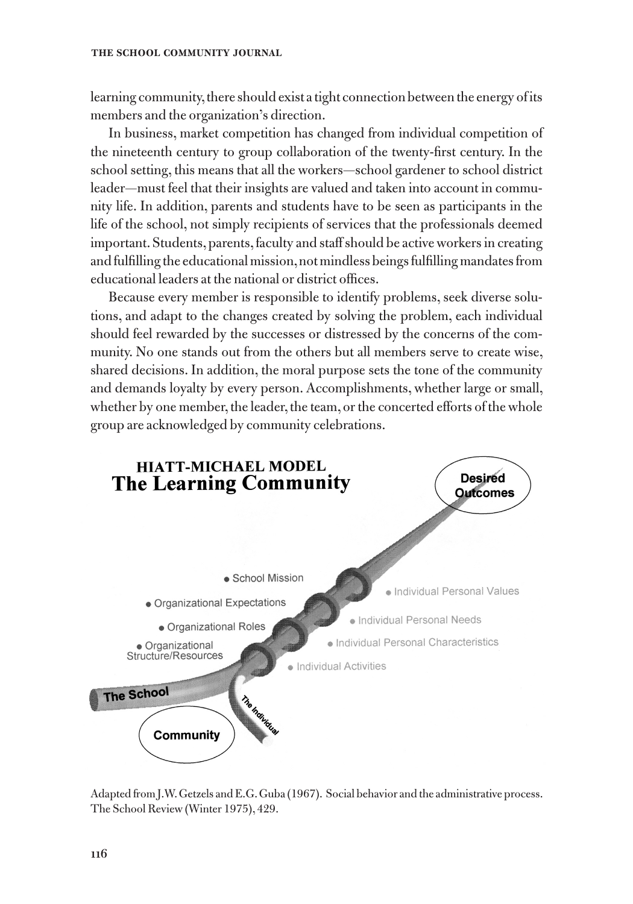learning community, there should exist a tight connection between the energy of its members and the organization's direction.

In business, market competition has changed from individual competition of the nineteenth century to group collaboration of the twenty-first century. In the school setting, this means that all the workers—school gardener to school district leader—must feel that their insights are valued and taken into account in community life. In addition, parents and students have to be seen as participants in the life of the school, not simply recipients of services that the professionals deemed important. Students, parents, faculty and staff should be active workers in creating and fulfilling the educational mission, not mindless beings fulfilling mandates from educational leaders at the national or district offices.

Because every member is responsible to identify problems, seek diverse solutions, and adapt to the changes created by solving the problem, each individual should feel rewarded by the successes or distressed by the concerns of the community. No one stands out from the others but all members serve to create wise, shared decisions. In addition, the moral purpose sets the tone of the community and demands loyalty by every person. Accomplishments, whether large or small, whether by one member, the leader, the team, or the concerted efforts of the whole group are acknowledged by community celebrations.

**HIATT-MICHAEL MODEL**

**The Learning Community**

**Desired Outcomes**

- School Mission
- Organizational Expectations
- Organizational Roles
- Organizational Structure/Resources

- Individual Personal Values
- Individual Personal Needs
- Individual Personal Characteristics
- Individual Activities

**The School**

**The Individual**

**Community**

Adapted from J.W. Getzels and E.G. Guba (1967). Social behavior and the administrative process. The School Review (Winter 1975), 429.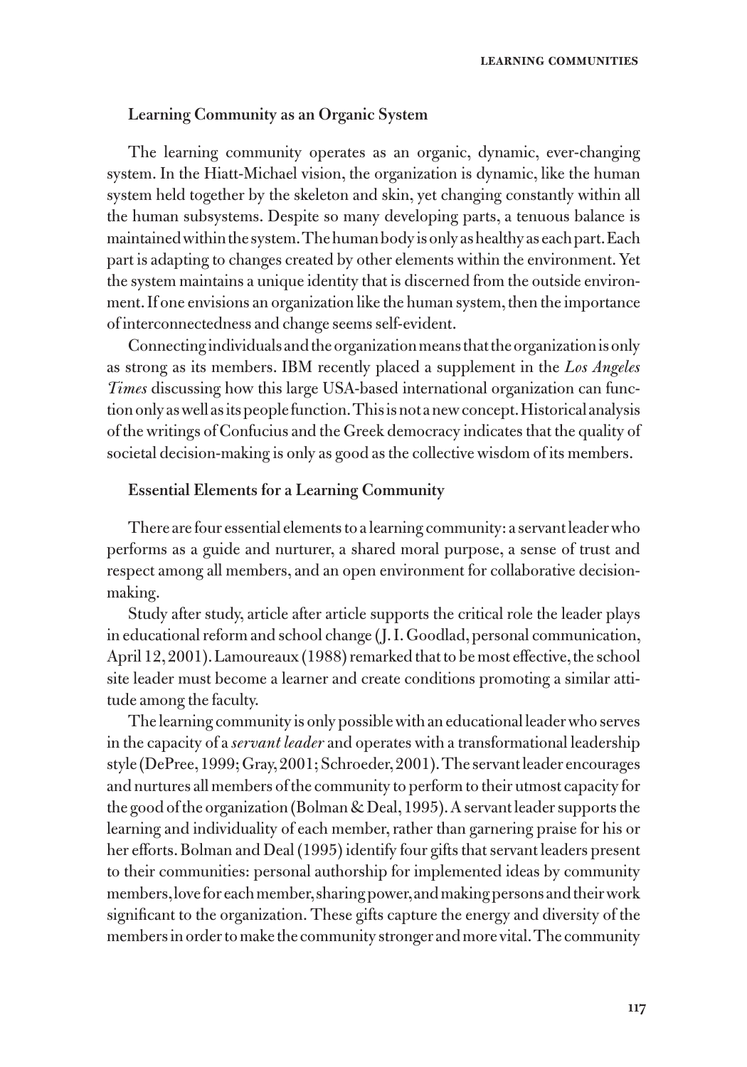### Learning Community as an Organic System

The learning community operates as an organic, dynamic, ever-changing system. In the Hiatt-Michael vision, the organization is dynamic, like the human system held together by the skeleton and skin, yet changing constantly within all the human subsystems. Despite so many developing parts, a tenuous balance is maintained within the system. The human body is only as healthy as each part. Each part is adapting to changes created by other elements within the environment. Yet the system maintains a unique identity that is discerned from the outside environment. If one envisions an organization like the human system, then the importance of interconnectedness and change seems self-evident.

Connecting individuals and the organization means that the organization is only as strong as its members. IBM recently placed a supplement in the *Los Angeles Times* discussing how this large USA-based international organization can function only as well as its people function. This is not a new concept. Historical analysis of the writings of Confucius and the Greek democracy indicates that the quality of societal decision-making is only as good as the collective wisdom of its members.

### Essential Elements for a Learning Community

There are four essential elements to a learning community: a servant leader who performs as a guide and nurturer, a shared moral purpose, a sense of trust and respect among all members, and an open environment for collaborative decision-making.

Study after study, article after article supports the critical role the leader plays in educational reform and school change (J. I. Goodlad, personal communication, April 12, 2001). Lamoureaux (1988) remarked that to be most effective, the school site leader must become a learner and create conditions promoting a similar attitude among the faculty.

The learning community is only possible with an educational leader who serves in the capacity of a *servant leader* and operates with a transformational leadership style (DePree, 1999; Gray, 2001; Schroeder, 2001). The servant leader encourages and nurtures all members of the community to perform to their utmost capacity for the good of the organization (Bolman & Deal, 1995). A servant leader supports the learning and individuality of each member, rather than garnering praise for his or her efforts. Bolman and Deal (1995) identify four gifts that servant leaders present to their communities: personal authorship for implemented ideas by community members, love for each member, sharing power, and making persons and their work significant to the organization. These gifts capture the energy and diversity of the members in order to make the community stronger and more vital. The community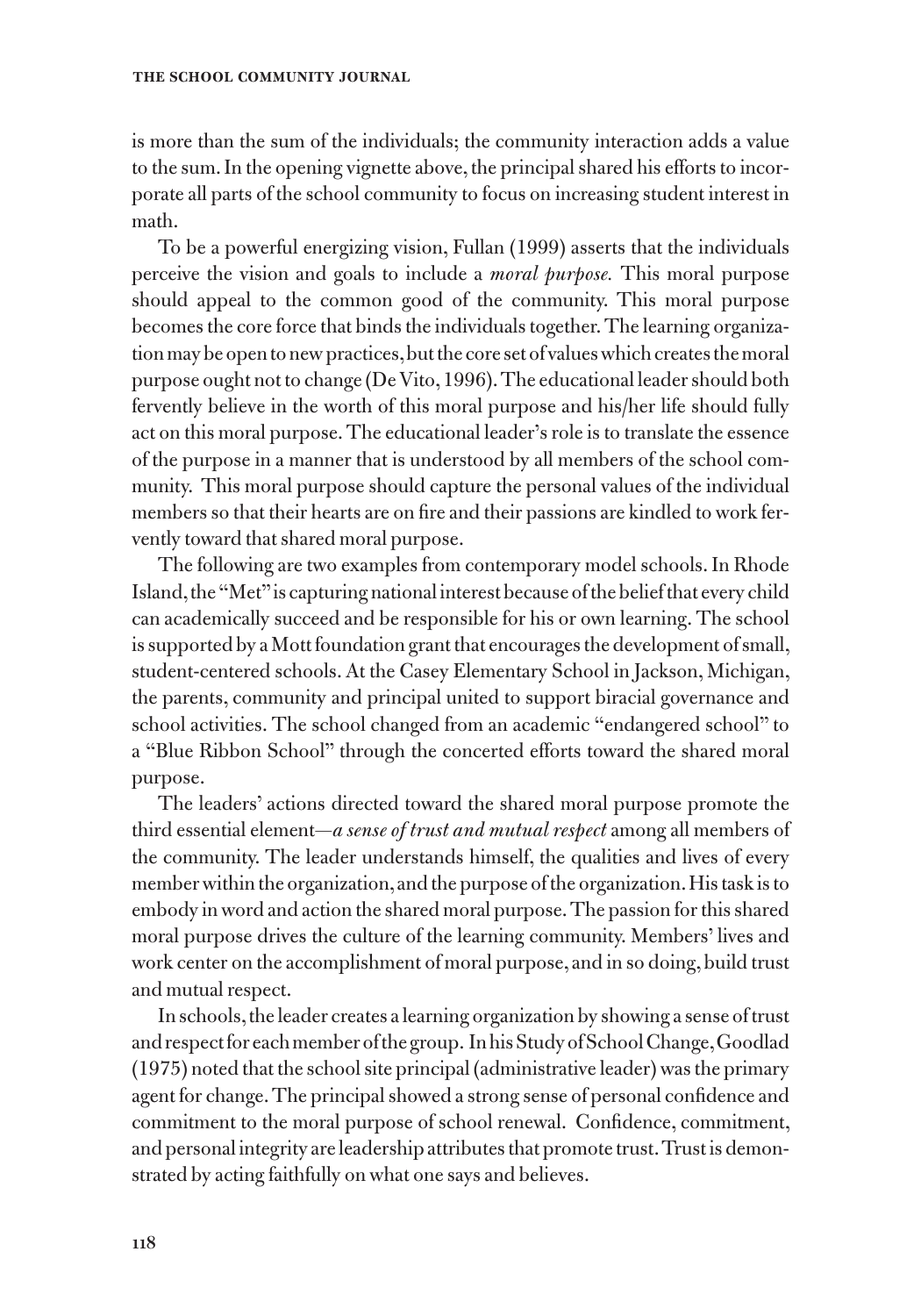is more than the sum of the individuals; the community interaction adds a value to the sum. In the opening vignette above, the principal shared his efforts to incorporate all parts of the school community to focus on increasing student interest in math.

To be a powerful energizing vision, Fullan (1999) asserts that the individuals perceive the vision and goals to include a *moral purpose.* This moral purpose should appeal to the common good of the community. This moral purpose becomes the core force that binds the individuals together. The learning organization may be open to new practices, but the core set of values which creates the moral purpose ought not to change (De Vito, 1996). The educational leader should both fervently believe in the worth of this moral purpose and his/her life should fully act on this moral purpose. The educational leader's role is to translate the essence of the purpose in a manner that is understood by all members of the school community. This moral purpose should capture the personal values of the individual members so that their hearts are on fire and their passions are kindled to work fervently toward that shared moral purpose.

The following are two examples from contemporary model schools. In Rhode Island, the "Met" is capturing national interest because of the belief that every child can academically succeed and be responsible for his or own learning. The school is supported by a Mott foundation grant that encourages the development of small, student-centered schools. At the Casey Elementary School in Jackson, Michigan, the parents, community and principal united to support biracial governance and school activities. The school changed from an academic "endangered school" to a "Blue Ribbon School" through the concerted efforts toward the shared moral purpose.

The leaders' actions directed toward the shared moral purpose promote the third essential element—*a sense of trust and mutual respect* among all members of the community. The leader understands himself, the qualities and lives of every member within the organization, and the purpose of the organization. His task is to embody in word and action the shared moral purpose. The passion for this shared moral purpose drives the culture of the learning community. Members' lives and work center on the accomplishment of moral purpose, and in so doing, build trust and mutual respect.

In schools, the leader creates a learning organization by showing a sense of trust and respect for each member of the group. In his Study of School Change, Goodlad (1975) noted that the school site principal (administrative leader) was the primary agent for change. The principal showed a strong sense of personal confidence and commitment to the moral purpose of school renewal. Confidence, commitment, and personal integrity are leadership attributes that promote trust. Trust is demonstrated by acting faithfully on what one says and believes.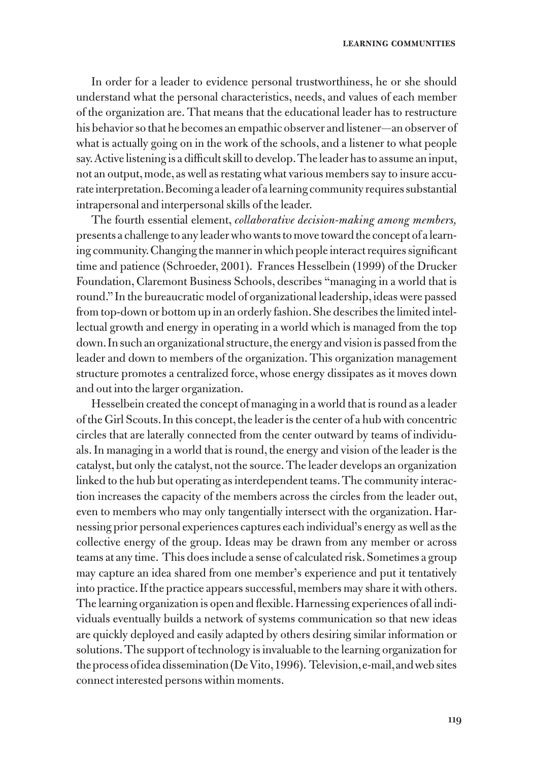In order for a leader to evidence personal trustworthiness, he or she should understand what the personal characteristics, needs, and values of each member of the organization are. That means that the educational leader has to restructure his behavior so that he becomes an empathic observer and listener—an observer of what is actually going on in the work of the schools, and a listener to what people say. Active listening is a difficult skill to develop. The leader has to assume an input, not an output, mode, as well as restating what various members say to insure accurate interpretation. Becoming a leader of a learning community requires substantial intrapersonal and interpersonal skills of the leader.

The fourth essential element, *collaborative decision-making among members,* presents a challenge to any leader who wants to move toward the concept of a learning community. Changing the manner in which people interact requires significant time and patience (Schroeder, 2001). Frances Hesselbein (1999) of the Drucker Foundation, Claremont Business Schools, describes "managing in a world that is round." In the bureaucratic model of organizational leadership, ideas were passed from top-down or bottom up in an orderly fashion. She describes the limited intellectual growth and energy in operating in a world which is managed from the top down. In such an organizational structure, the energy and vision is passed from the leader and down to members of the organization. This organization management structure promotes a centralized force, whose energy dissipates as it moves down and out into the larger organization.

Hesselbein created the concept of managing in a world that is round as a leader of the Girl Scouts. In this concept, the leader is the center of a hub with concentric circles that are laterally connected from the center outward by teams of individuals. In managing in a world that is round, the energy and vision of the leader is the catalyst, but only the catalyst, not the source. The leader develops an organization linked to the hub but operating as interdependent teams. The community interaction increases the capacity of the members across the circles from the leader out, even to members who may only tangentially intersect with the organization. Harnessing prior personal experiences captures each individual's energy as well as the collective energy of the group. Ideas may be drawn from any member or across teams at any time. This does include a sense of calculated risk. Sometimes a group may capture an idea shared from one member's experience and put it tentatively into practice. If the practice appears successful, members may share it with others. The learning organization is open and flexible. Harnessing experiences of all individuals eventually builds a network of systems communication so that new ideas are quickly deployed and easily adapted by others desiring similar information or solutions. The support of technology is invaluable to the learning organization for the process of idea dissemination (De Vito, 1996). Television, e-mail, and web sites connect interested persons within moments.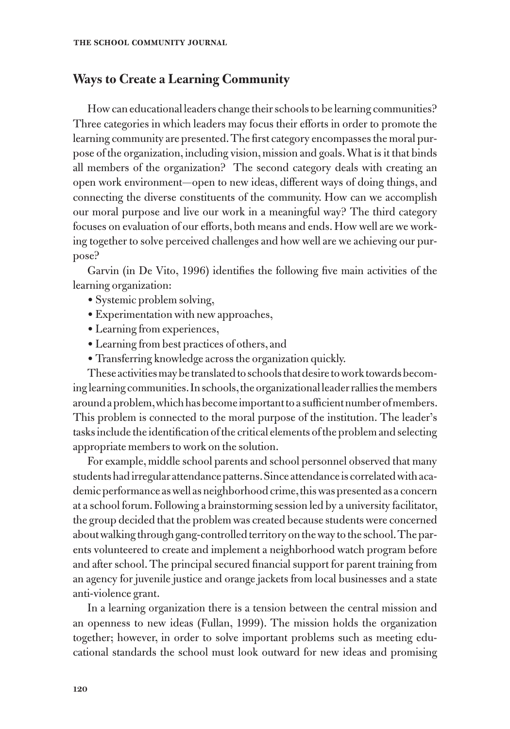## Ways to Create a Learning Community

How can educational leaders change their schools to be learning communities? Three categories in which leaders may focus their efforts in order to promote the learning community are presented. The first category encompasses the moral purpose of the organization, including vision, mission and goals. What is it that binds all members of the organization? The second category deals with creating an open work environment—open to new ideas, different ways of doing things, and connecting the diverse constituents of the community. How can we accomplish our moral purpose and live our work in a meaningful way? The third category focuses on evaluation of our efforts, both means and ends. How well are we working together to solve perceived challenges and how well are we achieving our purpose?

Garvin (in De Vito, 1996) identifies the following five main activities of the learning organization:

- Systemic problem solving,
- Experimentation with new approaches,
- Learning from experiences,
- Learning from best practices of others, and
- Transferring knowledge across the organization quickly.

These activities may be translated to schools that desire to work towards becoming learning communities. In schools, the organizational leader rallies the members around a problem, which has become important to a sufficient number of members. This problem is connected to the moral purpose of the institution. The leader's tasks include the identification of the critical elements of the problem and selecting appropriate members to work on the solution.

For example, middle school parents and school personnel observed that many students had irregular attendance patterns. Since attendance is correlated with academic performance as well as neighborhood crime, this was presented as a concern at a school forum. Following a brainstorming session led by a university facilitator, the group decided that the problem was created because students were concerned about walking through gang-controlled territory on the way to the school. The parents volunteered to create and implement a neighborhood watch program before and after school. The principal secured financial support for parent training from an agency for juvenile justice and orange jackets from local businesses and a state anti-violence grant.

In a learning organization there is a tension between the central mission and an openness to new ideas (Fullan, 1999). The mission holds the organization together; however, in order to solve important problems such as meeting educational standards the school must look outward for new ideas and promising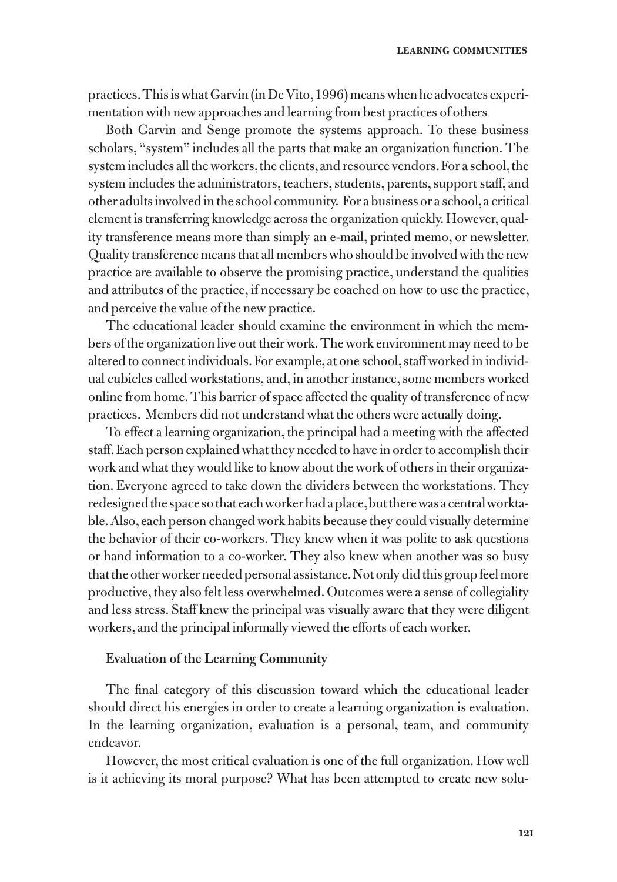practices. This is what Garvin (in De Vito, 1996) means when he advocates experimentation with new approaches and learning from best practices of others

Both Garvin and Senge promote the systems approach. To these business scholars, "system" includes all the parts that make an organization function. The system includes all the workers, the clients, and resource vendors. For a school, the system includes the administrators, teachers, students, parents, support staff, and other adults involved in the school community. For a business or a school, a critical element is transferring knowledge across the organization quickly. However, quality transference means more than simply an e-mail, printed memo, or newsletter. Quality transference means that all members who should be involved with the new practice are available to observe the promising practice, understand the qualities and attributes of the practice, if necessary be coached on how to use the practice, and perceive the value of the new practice.

The educational leader should examine the environment in which the members of the organization live out their work. The work environment may need to be altered to connect individuals. For example, at one school, staff worked in individual cubicles called workstations, and, in another instance, some members worked online from home. This barrier of space affected the quality of transference of new practices. Members did not understand what the others were actually doing.

To effect a learning organization, the principal had a meeting with the affected staff. Each person explained what they needed to have in order to accomplish their work and what they would like to know about the work of others in their organization. Everyone agreed to take down the dividers between the workstations. They redesigned the space so that each worker had a place, but there was a central worktable. Also, each person changed work habits because they could visually determine the behavior of their co-workers. They knew when it was polite to ask questions or hand information to a co-worker. They also knew when another was so busy that the other worker needed personal assistance. Not only did this group feel more productive, they also felt less overwhelmed. Outcomes were a sense of collegiality and less stress. Staff knew the principal was visually aware that they were diligent workers, and the principal informally viewed the efforts of each worker.

### Evaluation of the Learning Community

The final category of this discussion toward which the educational leader should direct his energies in order to create a learning organization is evaluation. In the learning organization, evaluation is a personal, team, and community endeavor.

However, the most critical evaluation is one of the full organization. How well is it achieving its moral purpose? What has been attempted to create new solu-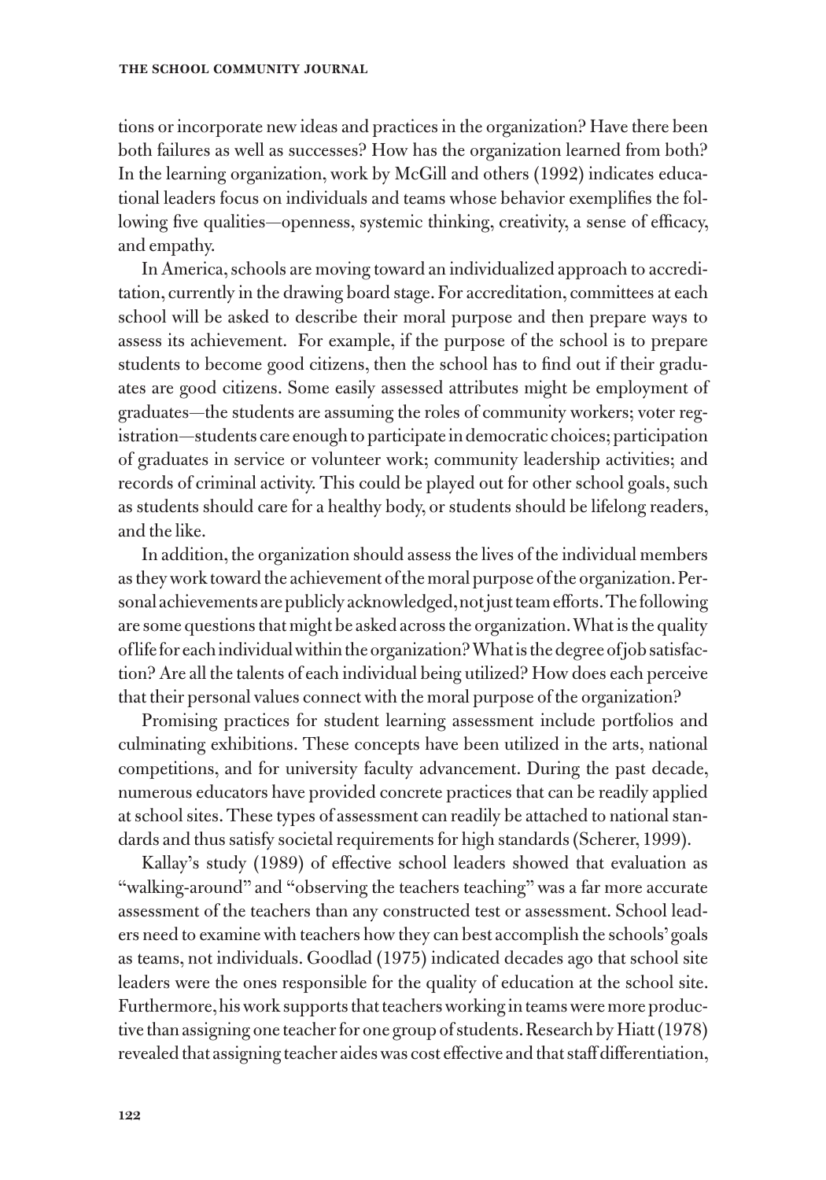tions or incorporate new ideas and practices in the organization? Have there been both failures as well as successes? How has the organization learned from both? In the learning organization, work by McGill and others (1992) indicates educational leaders focus on individuals and teams whose behavior exemplifies the following five qualities—openness, systemic thinking, creativity, a sense of efficacy, and empathy.

In America, schools are moving toward an individualized approach to accreditation, currently in the drawing board stage. For accreditation, committees at each school will be asked to describe their moral purpose and then prepare ways to assess its achievement. For example, if the purpose of the school is to prepare students to become good citizens, then the school has to find out if their graduates are good citizens. Some easily assessed attributes might be employment of graduates—the students are assuming the roles of community workers; voter registration—students care enough to participate in democratic choices; participation of graduates in service or volunteer work; community leadership activities; and records of criminal activity. This could be played out for other school goals, such as students should care for a healthy body, or students should be lifelong readers, and the like.

In addition, the organization should assess the lives of the individual members as they work toward the achievement of the moral purpose of the organization. Personal achievements are publicly acknowledged, not just team efforts. The following are some questions that might be asked across the organization. What is the quality of life for each individual within the organization? What is the degree of job satisfaction? Are all the talents of each individual being utilized? How does each perceive that their personal values connect with the moral purpose of the organization?

Promising practices for student learning assessment include portfolios and culminating exhibitions. These concepts have been utilized in the arts, national competitions, and for university faculty advancement. During the past decade, numerous educators have provided concrete practices that can be readily applied at school sites. These types of assessment can readily be attached to national standards and thus satisfy societal requirements for high standards (Scherer, 1999).

Kallay's study (1989) of effective school leaders showed that evaluation as "walking-around" and "observing the teachers teaching" was a far more accurate assessment of the teachers than any constructed test or assessment. School leaders need to examine with teachers how they can best accomplish the schools' goals as teams, not individuals. Goodlad (1975) indicated decades ago that school site leaders were the ones responsible for the quality of education at the school site. Furthermore, his work supports that teachers working in teams were more productive than assigning one teacher for one group of students. Research by Hiatt (1978) revealed that assigning teacher aides was cost effective and that staff differentiation,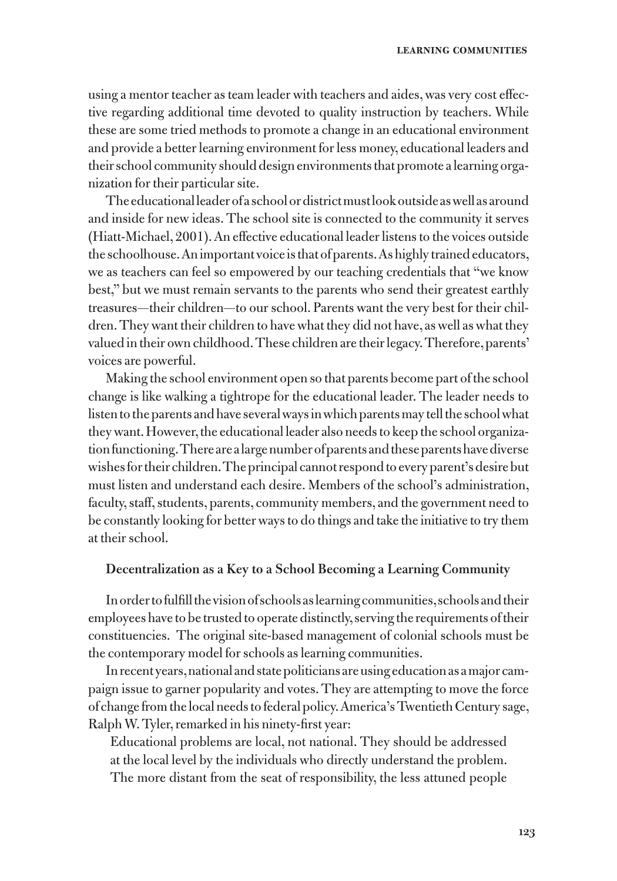using a mentor teacher as team leader with teachers and aides, was very cost effective regarding additional time devoted to quality instruction by teachers. While these are some tried methods to promote a change in an educational environment and provide a better learning environment for less money, educational leaders and their school community should design environments that promote a learning organization for their particular site.

The educational leader of a school or district must look outside as well as around and inside for new ideas. The school site is connected to the community it serves (Hiatt-Michael, 2001). An effective educational leader listens to the voices outside the schoolhouse. An important voice is that of parents. As highly trained educators, we as teachers can feel so empowered by our teaching credentials that "we know best," but we must remain servants to the parents who send their greatest earthly treasures—their children—to our school. Parents want the very best for their children. They want their children to have what they did not have, as well as what they valued in their own childhood. These children are their legacy. Therefore, parents' voices are powerful.

Making the school environment open so that parents become part of the school change is like walking a tightrope for the educational leader. The leader needs to listen to the parents and have several ways in which parents may tell the school what they want. However, the educational leader also needs to keep the school organization functioning. There are a large number of parents and these parents have diverse wishes for their children. The principal cannot respond to every parent's desire but must listen and understand each desire. Members of the school's administration, faculty, staff, students, parents, community members, and the government need to be constantly looking for better ways to do things and take the initiative to try them at their school.

### Decentralization as a Key to a School Becoming a Learning Community

In order to fulfill the vision of schools as learning communities, schools and their employees have to be trusted to operate distinctly, serving the requirements of their constituencies. The original site-based management of colonial schools must be the contemporary model for schools as learning communities.

In recent years, national and state politicians are using education as a major campaign issue to garner popularity and votes. They are attempting to move the force of change from the local needs to federal policy. America's Twentieth Century sage, Ralph W. Tyler, remarked in his ninety-first year:

> Educational problems are local, not national. They should be addressed at the local level by the individuals who directly understand the problem. The more distant from the seat of responsibility, the less attuned people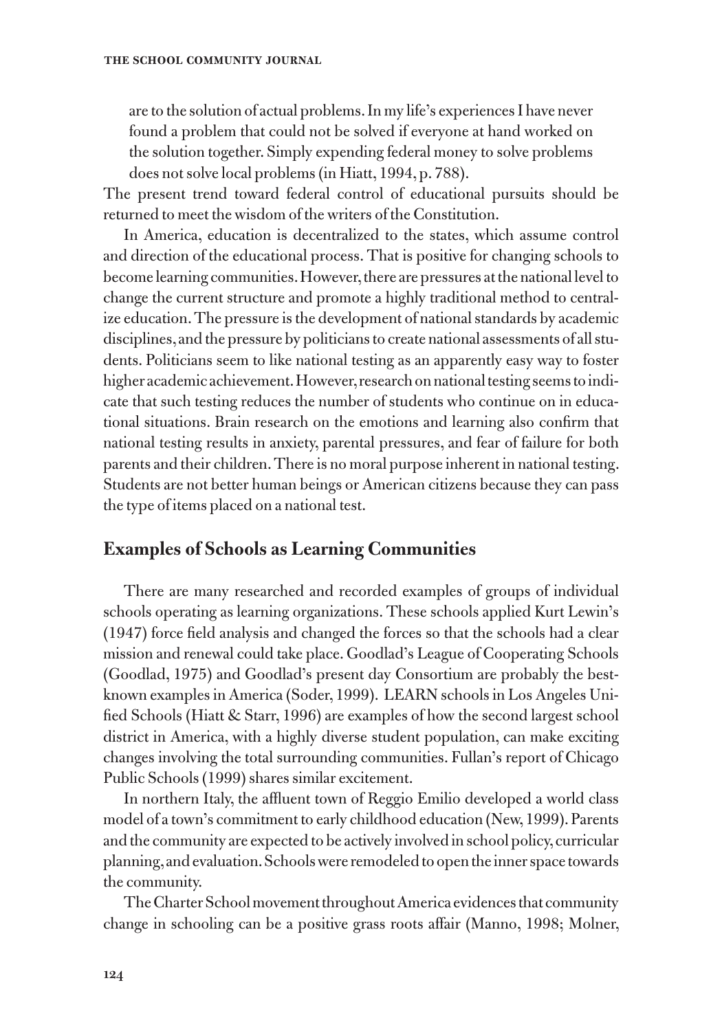> are to the solution of actual problems. In my life's experiences I have never found a problem that could not be solved if everyone at hand worked on the solution together. Simply expending federal money to solve problems does not solve local problems (in Hiatt, 1994, p. 788).

The present trend toward federal control of educational pursuits should be returned to meet the wisdom of the writers of the Constitution.

In America, education is decentralized to the states, which assume control and direction of the educational process. That is positive for changing schools to become learning communities. However, there are pressures at the national level to change the current structure and promote a highly traditional method to centralize education. The pressure is the development of national standards by academic disciplines, and the pressure by politicians to create national assessments of all students. Politicians seem to like national testing as an apparently easy way to foster higher academic achievement. However, research on national testing seems to indicate that such testing reduces the number of students who continue on in educational situations. Brain research on the emotions and learning also confirm that national testing results in anxiety, parental pressures, and fear of failure for both parents and their children. There is no moral purpose inherent in national testing. Students are not better human beings or American citizens because they can pass the type of items placed on a national test.

## Examples of Schools as Learning Communities

There are many researched and recorded examples of groups of individual schools operating as learning organizations. These schools applied Kurt Lewin's (1947) force field analysis and changed the forces so that the schools had a clear mission and renewal could take place. Goodlad's League of Cooperating Schools (Goodlad, 1975) and Goodlad's present day Consortium are probably the best-known examples in America (Soder, 1999). LEARN schools in Los Angeles Unified Schools (Hiatt & Starr, 1996) are examples of how the second largest school district in America, with a highly diverse student population, can make exciting changes involving the total surrounding communities. Fullan's report of Chicago Public Schools (1999) shares similar excitement.

In northern Italy, the affluent town of Reggio Emilio developed a world class model of a town's commitment to early childhood education (New, 1999). Parents and the community are expected to be actively involved in school policy, curricular planning, and evaluation. Schools were remodeled to open the inner space towards the community.

The Charter School movement throughout America evidences that community change in schooling can be a positive grass roots affair (Manno, 1998; Molner,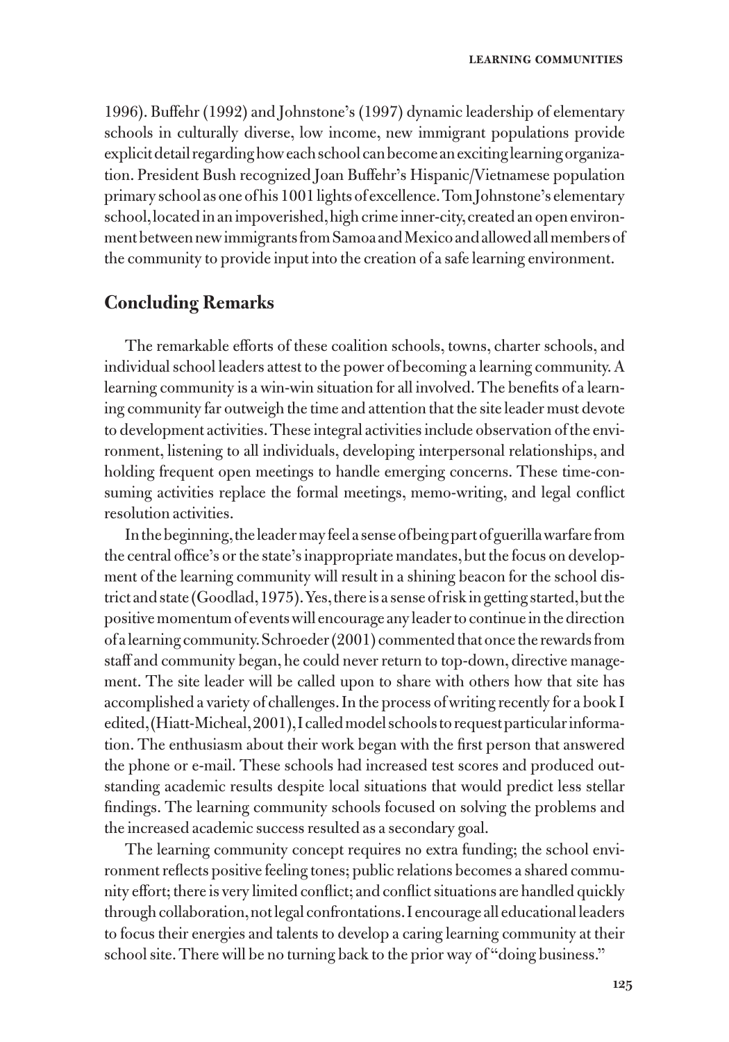1996). Buffehr (1992) and Johnstone's (1997) dynamic leadership of elementary schools in culturally diverse, low income, new immigrant populations provide explicit detail regarding how each school can become an exciting learning organization. President Bush recognized Joan Buffehr's Hispanic/Vietnamese population primary school as one of his 1001 lights of excellence. Tom Johnstone's elementary school, located in an impoverished, high crime inner-city, created an open environment between new immigrants from Samoa and Mexico and allowed all members of the community to provide input into the creation of a safe learning environment.

## Concluding Remarks

The remarkable efforts of these coalition schools, towns, charter schools, and individual school leaders attest to the power of becoming a learning community. A learning community is a win-win situation for all involved. The benefits of a learning community far outweigh the time and attention that the site leader must devote to development activities. These integral activities include observation of the environment, listening to all individuals, developing interpersonal relationships, and holding frequent open meetings to handle emerging concerns. These time-consuming activities replace the formal meetings, memo-writing, and legal conflict resolution activities.

In the beginning, the leader may feel a sense of being part of guerilla warfare from the central office's or the state's inappropriate mandates, but the focus on development of the learning community will result in a shining beacon for the school district and state (Goodlad, 1975). Yes, there is a sense of risk in getting started, but the positive momentum of events will encourage any leader to continue in the direction of a learning community. Schroeder (2001) commented that once the rewards from staff and community began, he could never return to top-down, directive management. The site leader will be called upon to share with others how that site has accomplished a variety of challenges. In the process of writing recently for a book I edited, (Hiatt-Micheal, 2001), I called model schools to request particular information. The enthusiasm about their work began with the first person that answered the phone or e-mail. These schools had increased test scores and produced outstanding academic results despite local situations that would predict less stellar findings. The learning community schools focused on solving the problems and the increased academic success resulted as a secondary goal.

The learning community concept requires no extra funding; the school environment reflects positive feeling tones; public relations becomes a shared community effort; there is very limited conflict; and conflict situations are handled quickly through collaboration, not legal confrontations. I encourage all educational leaders to focus their energies and talents to develop a caring learning community at their school site. There will be no turning back to the prior way of "doing business."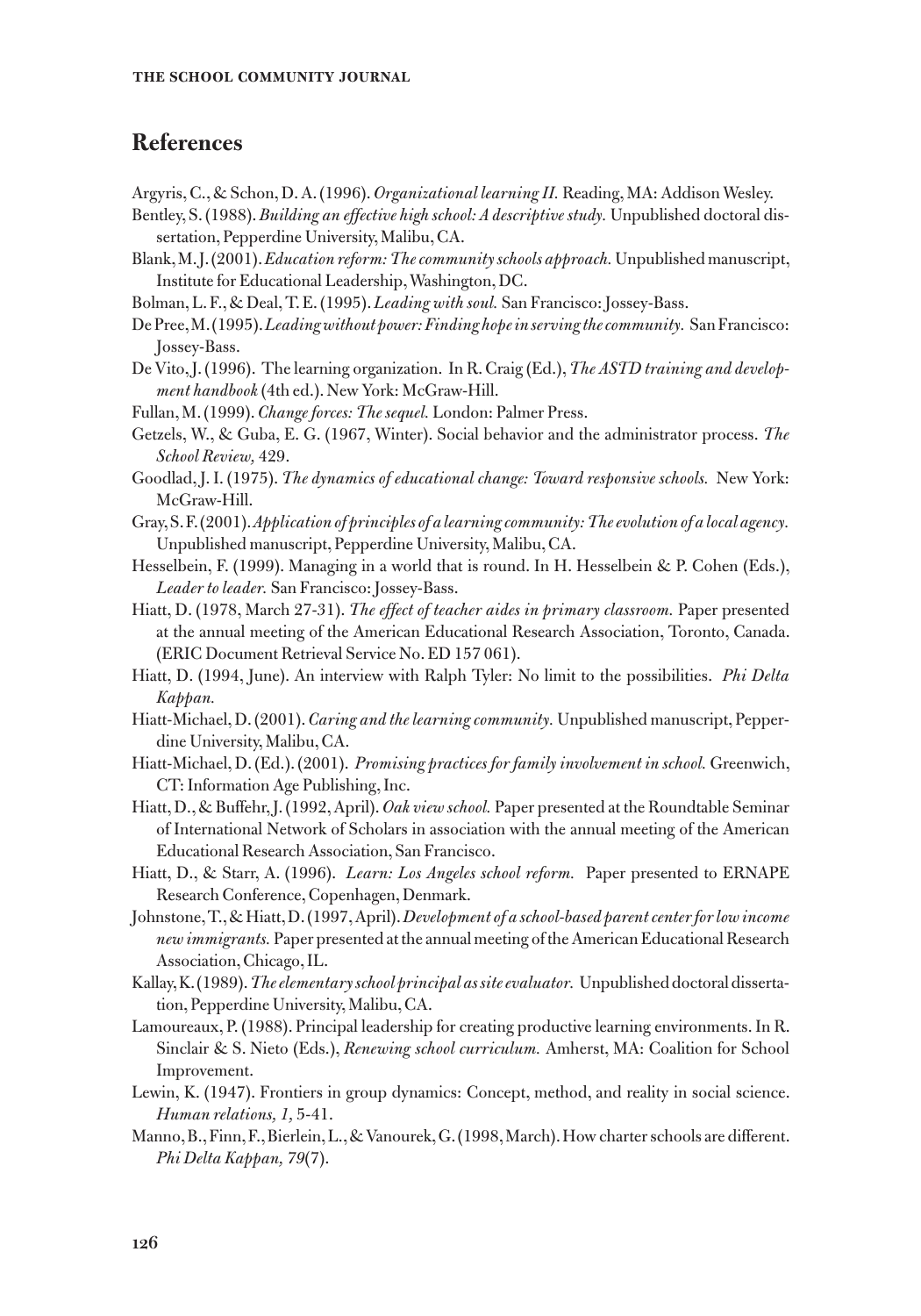## References

Argyris, C., & Schon, D. A. (1996). *Organizational learning II.* Reading, MA: Addison Wesley.

Bentley, S. (1988). *Building an effective high school: A descriptive study.* Unpublished doctoral dissertation, Pepperdine University, Malibu, CA.

Blank, M. J. (2001). *Education reform: The community schools approach.* Unpublished manuscript, Institute for Educational Leadership, Washington, DC.

Bolman, L. F., & Deal, T. E. (1995). *Leading with soul.* San Francisco: Jossey-Bass.

De Pree, M. (1995). *Leading without power: Finding hope in serving the community.* San Francisco: Jossey-Bass.

De Vito, J. (1996). The learning organization. In R. Craig (Ed.), *The ASTD training and development handbook* (4th ed.). New York: McGraw-Hill.

Fullan, M. (1999). *Change forces: The sequel.* London: Palmer Press.

Getzels, W., & Guba, E. G. (1967, Winter). Social behavior and the administrator process. *The School Review,* 429.

Goodlad, J. I. (1975). *The dynamics of educational change: Toward responsive schools.* New York: McGraw-Hill.

Gray, S. F. (2001). *Application of principles of a learning community: The evolution of a local agency.* Unpublished manuscript, Pepperdine University, Malibu, CA.

Hesselbein, F. (1999). Managing in a world that is round. In H. Hesselbein & P. Cohen (Eds.), *Leader to leader.* San Francisco: Jossey-Bass.

Hiatt, D. (1978, March 27-31). *The effect of teacher aides in primary classroom.* Paper presented at the annual meeting of the American Educational Research Association, Toronto, Canada. (ERIC Document Retrieval Service No. ED 157 061).

Hiatt, D. (1994, June). An interview with Ralph Tyler: No limit to the possibilities. *Phi Delta Kappan.*

Hiatt-Michael, D. (2001). *Caring and the learning community.* Unpublished manuscript, Pepperdine University, Malibu, CA.

Hiatt-Michael, D. (Ed.). (2001). *Promising practices for family involvement in school.* Greenwich, CT: Information Age Publishing, Inc.

Hiatt, D., & Buffehr, J. (1992, April). *Oak view school.* Paper presented at the Roundtable Seminar of International Network of Scholars in association with the annual meeting of the American Educational Research Association, San Francisco.

Hiatt, D., & Starr, A. (1996). *Learn: Los Angeles school reform.* Paper presented to ERNAPE Research Conference, Copenhagen, Denmark.

Johnstone, T., & Hiatt, D. (1997, April). *Development of a school-based parent center for low income new immigrants.* Paper presented at the annual meeting of the American Educational Research Association, Chicago, IL.

Kallay, K. (1989). *The elementary school principal as site evaluator.* Unpublished doctoral dissertation, Pepperdine University, Malibu, CA.

Lamoureaux, P. (1988). Principal leadership for creating productive learning environments. In R. Sinclair & S. Nieto (Eds.), *Renewing school curriculum.* Amherst, MA: Coalition for School Improvement.

Lewin, K. (1947). Frontiers in group dynamics: Concept, method, and reality in social science. *Human relations, 1,* 5-41.

Manno, B., Finn, F., Bierlein, L., & Vanourek, G. (1998, March). How charter schools are different. *Phi Delta Kappan, 79*(7).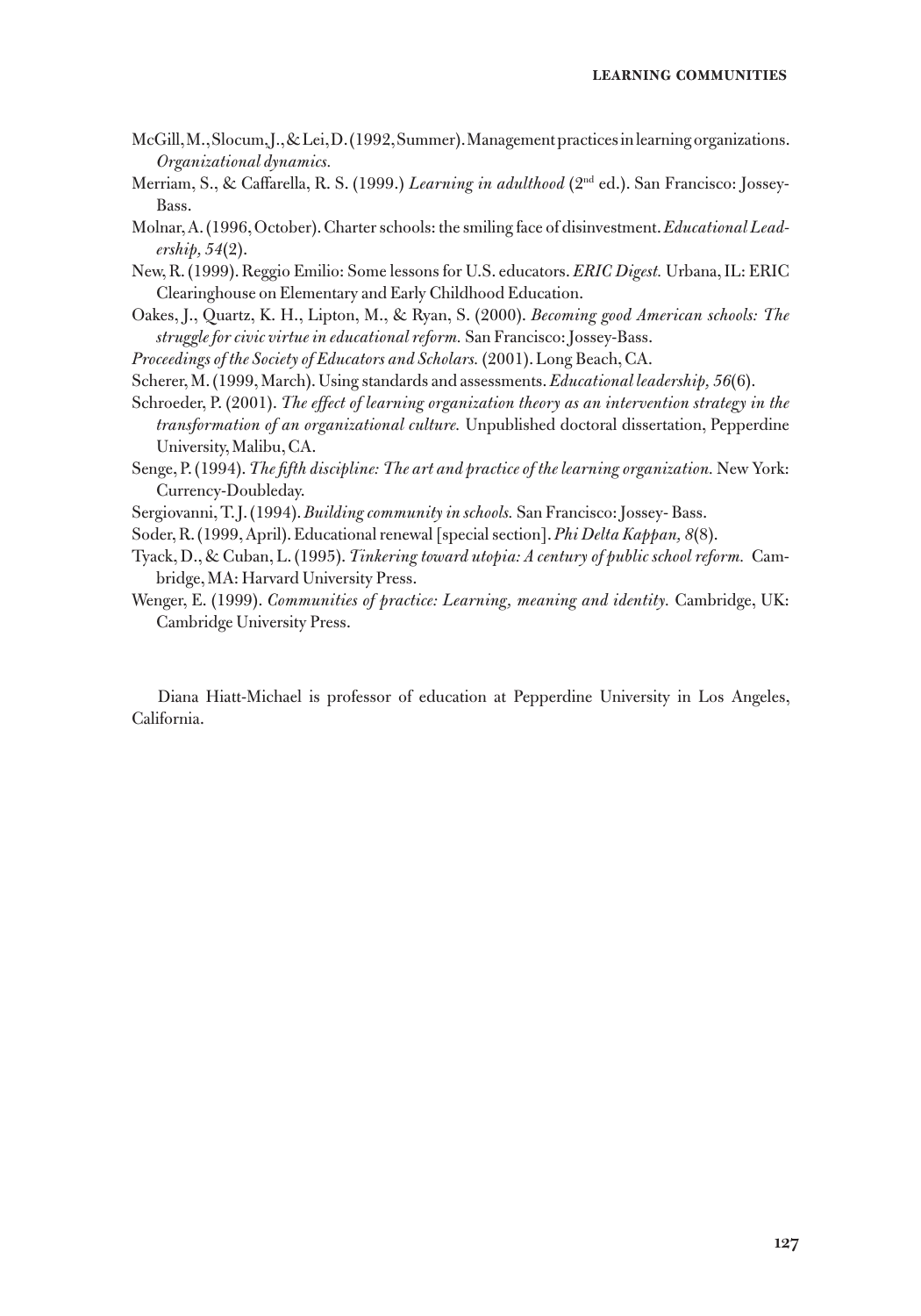McGill, M., Slocum, J., & Lei, D. (1992, Summer). Management practices in learning organizations. *Organizational dynamics.*

Merriam, S., & Caffarella, R. S. (1999.) *Learning in adulthood* (2nd ed.). San Francisco: Jossey-Bass.

Molnar, A. (1996, October). Charter schools: the smiling face of disinvestment. *Educational Leadership, 54*(2).

New, R. (1999). Reggio Emilio: Some lessons for U.S. educators. *ERIC Digest.* Urbana, IL: ERIC Clearinghouse on Elementary and Early Childhood Education.

Oakes, J., Quartz, K. H., Lipton, M., & Ryan, S. (2000). *Becoming good American schools: The struggle for civic virtue in educational reform.* San Francisco: Jossey-Bass.

*Proceedings of the Society of Educators and Scholars.* (2001). Long Beach, CA.

Scherer, M. (1999, March). Using standards and assessments. *Educational leadership, 56*(6).

Schroeder, P. (2001). *The effect of learning organization theory as an intervention strategy in the transformation of an organizational culture.* Unpublished doctoral dissertation, Pepperdine University, Malibu, CA.

Senge, P. (1994). *The fifth discipline: The art and practice of the learning organization.* New York: Currency-Doubleday.

Sergiovanni, T. J. (1994). *Building community in schools.* San Francisco: Jossey- Bass.

Soder, R. (1999, April). Educational renewal [special section]. *Phi Delta Kappan, 8*(8).

Tyack, D., & Cuban, L. (1995). *Tinkering toward utopia: A century of public school reform.* Cambridge, MA: Harvard University Press.

Wenger, E. (1999). *Communities of practice: Learning, meaning and identity.* Cambridge, UK: Cambridge University Press.

Diana Hiatt-Michael is professor of education at Pepperdine University in Los Angeles, California.